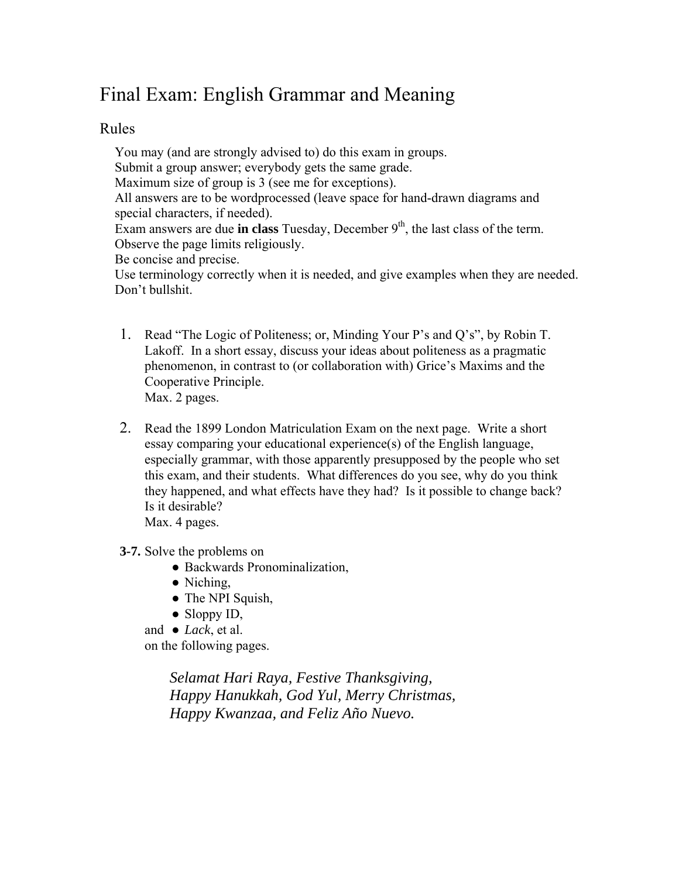# Final Exam: English Grammar and Meaning

## Rules

You may (and are strongly advised to) do this exam in groups.
Submit a group answer; everybody gets the same grade.
Maximum size of group is 3 (see me for exceptions).
All answers are to be wordprocessed (leave space for hand-drawn diagrams and special characters, if needed).
Exam answers are due **in class** Tuesday, December 9th, the last class of the term.
Observe the page limits religiously.
Be concise and precise.
Use terminology correctly when it is needed, and give examples when they are needed.
Don't bullshit.

1. Read "The Logic of Politeness; or, Minding Your P's and Q's", by Robin T. Lakoff. In a short essay, discuss your ideas about politeness as a pragmatic phenomenon, in contrast to (or collaboration with) Grice's Maxims and the Cooperative Principle.
   Max. 2 pages.

2. Read the 1899 London Matriculation Exam on the next page. Write a short essay comparing your educational experience(s) of the English language, especially grammar, with those apparently presupposed by the people who set this exam, and their students. What differences do you see, why do you think they happened, and what effects have they had? Is it possible to change back? Is it desirable?
   Max. 4 pages.

**3-7.** Solve the problems on
- Backwards Pronominalization,
- Niching,
- The NPI Squish,
- Sloppy ID,

and
- *Lack*, et al.

on the following pages.

*Selamat Hari Raya, Festive Thanksgiving,*
*Happy Hanukkah, God Yul, Merry Christmas,*
*Happy Kwanzaa, and Feliz Año Nuevo.*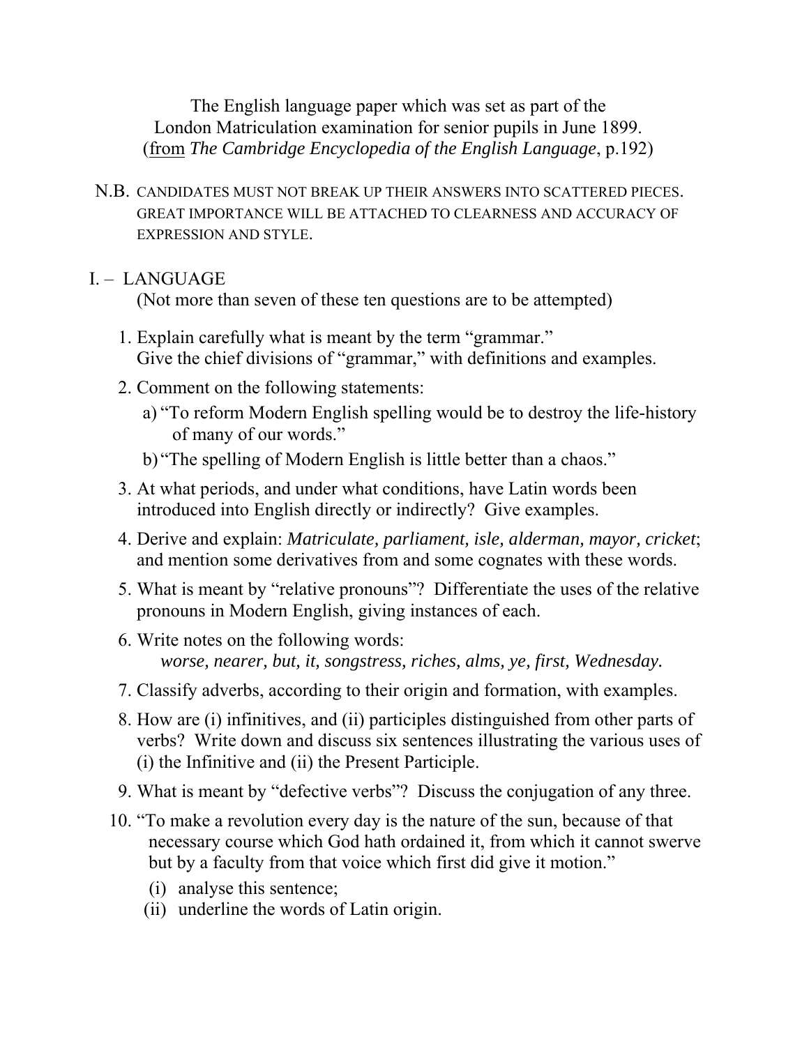The English language paper which was set as part of the London Matriculation examination for senior pupils in June 1899.
(from *The Cambridge Encyclopedia of the English Language*, p.192)

N.B. CANDIDATES MUST NOT BREAK UP THEIR ANSWERS INTO SCATTERED PIECES. GREAT IMPORTANCE WILL BE ATTACHED TO CLEARNESS AND ACCURACY OF EXPRESSION AND STYLE.

## I. – LANGUAGE

(Not more than seven of these ten questions are to be attempted)

1. Explain carefully what is meant by the term "grammar."
   Give the chief divisions of "grammar," with definitions and examples.
2. Comment on the following statements:
   a) "To reform Modern English spelling would be to destroy the life-history of many of our words."
   b) "The spelling of Modern English is little better than a chaos."
3. At what periods, and under what conditions, have Latin words been introduced into English directly or indirectly? Give examples.
4. Derive and explain: *Matriculate, parliament, isle, alderman, mayor, cricket*; and mention some derivatives from and some cognates with these words.
5. What is meant by "relative pronouns"? Differentiate the uses of the relative pronouns in Modern English, giving instances of each.
6. Write notes on the following words:
   *worse, nearer, but, it, songstress, riches, alms, ye, first, Wednesday.*
7. Classify adverbs, according to their origin and formation, with examples.
8. How are (i) infinitives, and (ii) participles distinguished from other parts of verbs? Write down and discuss six sentences illustrating the various uses of (i) the Infinitive and (ii) the Present Participle.
9. What is meant by "defective verbs"? Discuss the conjugation of any three.
10. "To make a revolution every day is the nature of the sun, because of that necessary course which God hath ordained it, from which it cannot swerve but by a faculty from that voice which first did give it motion."
    (i) analyse this sentence;
    (ii) underline the words of Latin origin.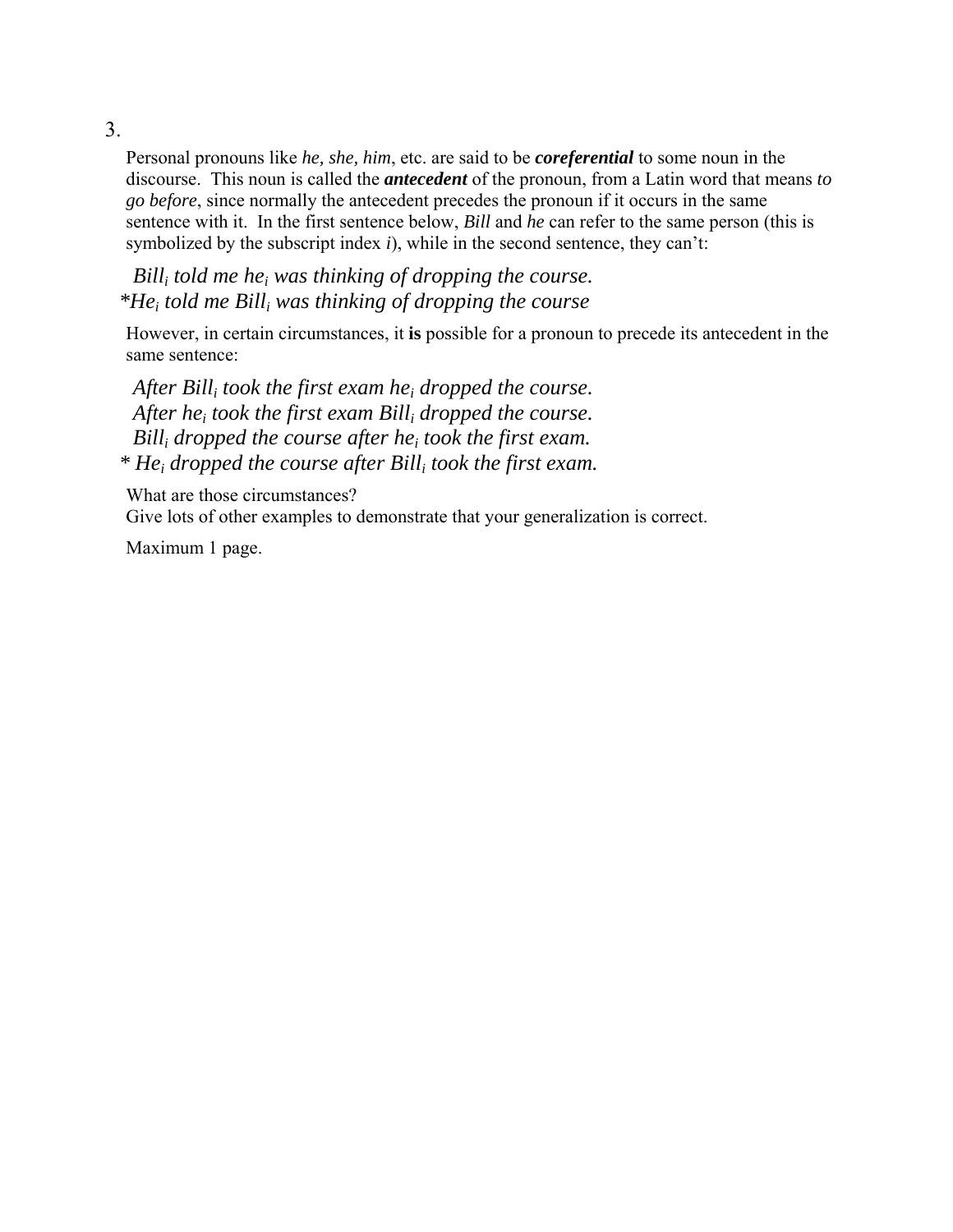3.

Personal pronouns like *he, she, him*, etc. are said to be ***coreferential*** to some noun in the discourse. This noun is called the ***antecedent*** of the pronoun, from a Latin word that means *to go before*, since normally the antecedent precedes the pronoun if it occurs in the same sentence with it. In the first sentence below, *Bill* and *he* can refer to the same person (this is symbolized by the subscript index *i*), while in the second sentence, they can't:

*$Bill_i$ told me $he_i$ was thinking of dropping the course.*
**$He_i$ told me $Bill_i$ was thinking of dropping the course*

However, in certain circumstances, it **is** possible for a pronoun to precede its antecedent in the same sentence:

*After $Bill_i$ took the first exam $he_i$ dropped the course.*
*After $he_i$ took the first exam $Bill_i$ dropped the course.*
*$Bill_i$ dropped the course after $he_i$ took the first exam.*
** $He_i$ dropped the course after $Bill_i$ took the first exam.*

What are those circumstances?
Give lots of other examples to demonstrate that your generalization is correct.

Maximum 1 page.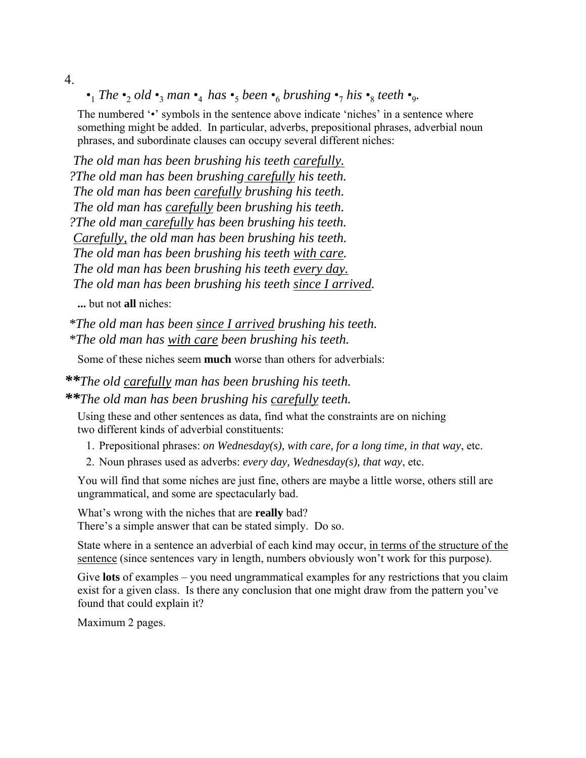4.

•$_1$ *The* •$_2$ *old* •$_3$ *man* •$_4$ *has* •$_5$ *been* •$_6$ *brushing* •$_7$ *his* •$_8$ *teeth* •$_9$.

The numbered '•' symbols in the sentence above indicate 'niches' in a sentence where something might be added. In particular, adverbs, prepositional phrases, adverbial noun phrases, and subordinate clauses can occupy several different niches:

*The old man has been brushing his teeth <u>carefully</u>.*
?*The old man has been brushing <u>carefully</u> his teeth.*
*The old man has been <u>carefully</u> brushing his teeth.*
*The old man has <u>carefully</u> been brushing his teeth.*
?*The old man <u>carefully</u> has been brushing his teeth.*
*<u>Carefully</u>, the old man has been brushing his teeth.*
*The old man has been brushing his teeth <u>with care</u>.*
*The old man has been brushing his teeth <u>every day</u>.*
*The old man has been brushing his teeth <u>since I arrived</u>.*

**...** but not **all** niches:

*\*The old man has been <u>since I arrived</u> brushing his teeth.*
*\*The old man has <u>with care</u> been brushing his teeth.*

Some of these niches seem **much** worse than others for adverbials:

**\*\****The old <u>carefully</u> man has been brushing his teeth.*
**\*\****The old man has been brushing his <u>carefully</u> teeth.*

Using these and other sentences as data, find what the constraints are on niching two different kinds of adverbial constituents:

1. Prepositional phrases: *on Wednesday(s), with care, for a long time, in that way*, etc.
2. Noun phrases used as adverbs: *every day, Wednesday(s), that way*, etc.

You will find that some niches are just fine, others are maybe a little worse, others still are ungrammatical, and some are spectacularly bad.

What's wrong with the niches that are **really** bad?
There's a simple answer that can be stated simply. Do so.

State where in a sentence an adverbial of each kind may occur, <u>in terms of the structure of the sentence</u> (since sentences vary in length, numbers obviously won't work for this purpose).

Give **lots** of examples – you need ungrammatical examples for any restrictions that you claim exist for a given class. Is there any conclusion that one might draw from the pattern you've found that could explain it?

Maximum 2 pages.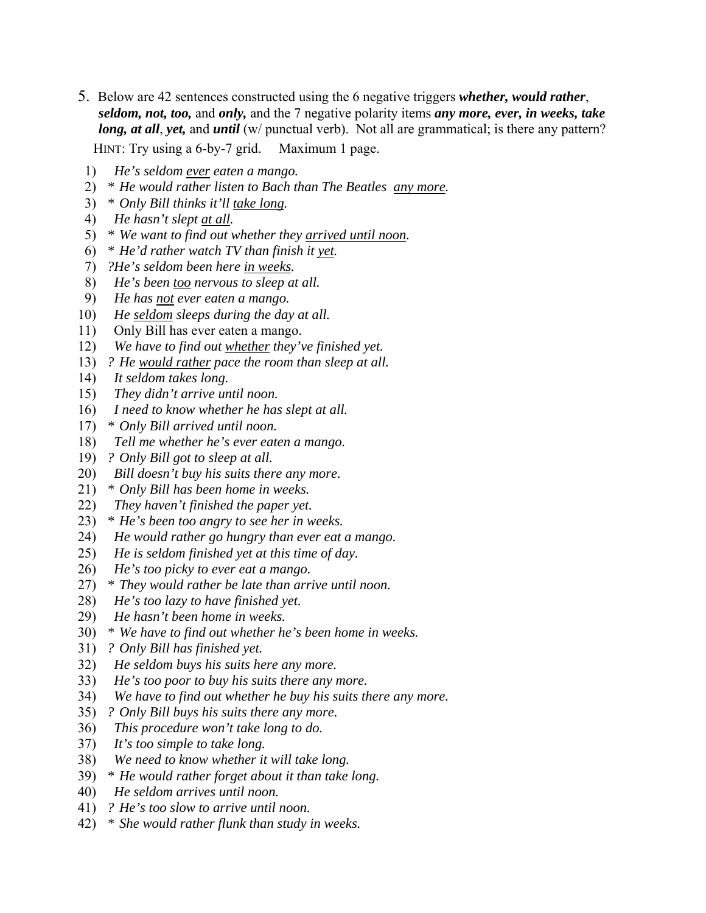5. Below are 42 sentences constructed using the 6 negative triggers ***whether, would rather***, ***seldom, not, too,*** and ***only,*** and the 7 negative polarity items ***any more, ever, in weeks, take long, at all***, ***yet,*** and ***until*** (w/ punctual verb). Not all are grammatical; is there any pattern?

   HINT: Try using a 6-by-7 grid. Maximum 1 page.

1) *He's seldom <u>ever</u> eaten a mango.*
2) \* *He would rather listen to Bach than The Beatles <u>any more</u>.*
3) \* *Only Bill thinks it'll <u>take long</u>.*
4) *He hasn't slept <u>at all</u>.*
5) \* *We want to find out whether they <u>arrived until noon</u>.*
6) \* *He'd rather watch TV than finish it <u>yet</u>.*
7) *?He's seldom been here <u>in weeks</u>.*
8) *He's been <u>too</u> nervous to sleep at all.*
9) *He has <u>not</u> ever eaten a mango.*
10) *He <u>seldom</u> sleeps during the day at all.*
11) Only Bill has ever eaten a mango.
12) *We have to find out <u>whether</u> they've finished yet.*
13) *? He <u>would rather</u> pace the room than sleep at all.*
14) *It seldom takes long.*
15) *They didn't arrive until noon.*
16) *I need to know whether he has slept at all.*
17) \* *Only Bill arrived until noon.*
18) *Tell me whether he's ever eaten a mango.*
19) *? Only Bill got to sleep at all.*
20) *Bill doesn't buy his suits there any more.*
21) \* *Only Bill has been home in weeks.*
22) *They haven't finished the paper yet.*
23) \* *He's been too angry to see her in weeks.*
24) *He would rather go hungry than ever eat a mango.*
25) *He is seldom finished yet at this time of day.*
26) *He's too picky to ever eat a mango.*
27) \* *They would rather be late than arrive until noon.*
28) *He's too lazy to have finished yet.*
29) *He hasn't been home in weeks.*
30) \* *We have to find out whether he's been home in weeks.*
31) *? Only Bill has finished yet.*
32) *He seldom buys his suits here any more.*
33) *He's too poor to buy his suits there any more.*
34) *We have to find out whether he buy his suits there any more.*
35) *? Only Bill buys his suits there any more.*
36) *This procedure won't take long to do.*
37) *It's too simple to take long.*
38) *We need to know whether it will take long.*
39) \* *He would rather forget about it than take long.*
40) *He seldom arrives until noon.*
41) *? He's too slow to arrive until noon.*
42) \* *She would rather flunk than study in weeks.*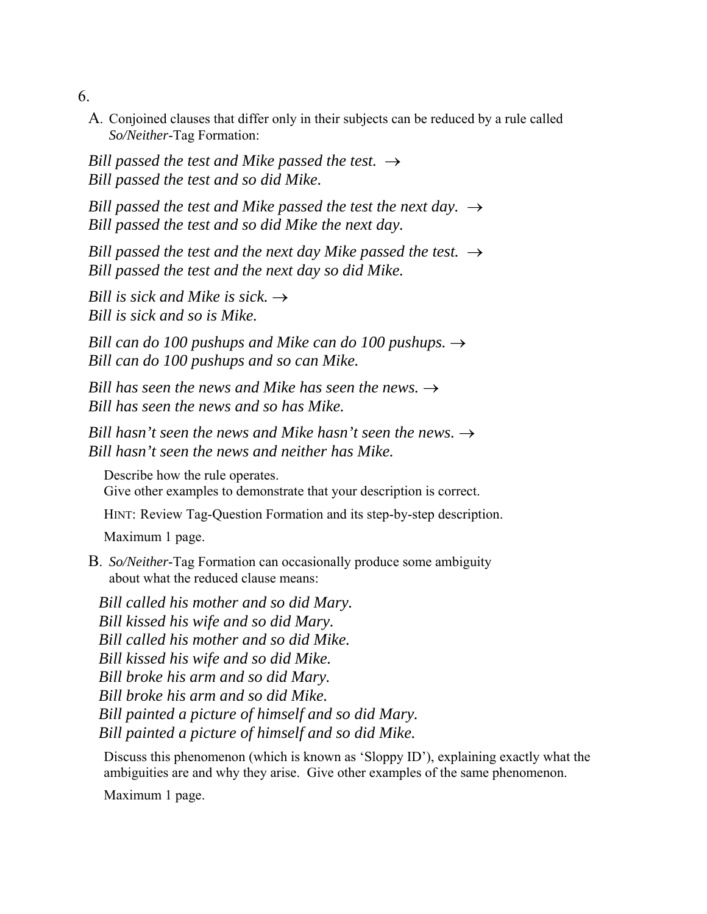6.

A. Conjoined clauses that differ only in their subjects can be reduced by a rule called *So/Neither*-Tag Formation:

*Bill passed the test and Mike passed the test.* →
*Bill passed the test and so did Mike.*

*Bill passed the test and Mike passed the test the next day.* →
*Bill passed the test and so did Mike the next day.*

*Bill passed the test and the next day Mike passed the test.* →
*Bill passed the test and the next day so did Mike.*

*Bill is sick and Mike is sick.* →
*Bill is sick and so is Mike.*

*Bill can do 100 pushups and Mike can do 100 pushups.* →
*Bill can do 100 pushups and so can Mike.*

*Bill has seen the news and Mike has seen the news.* →
*Bill has seen the news and so has Mike.*

*Bill hasn't seen the news and Mike hasn't seen the news.* →
*Bill hasn't seen the news and neither has Mike.*

Describe how the rule operates.
Give other examples to demonstrate that your description is correct.

HINT: Review Tag-Question Formation and its step-by-step description.

Maximum 1 page.

B. *So/Neither*-Tag Formation can occasionally produce some ambiguity about what the reduced clause means:

*Bill called his mother and so did Mary.*
*Bill kissed his wife and so did Mary.*
*Bill called his mother and so did Mike.*
*Bill kissed his wife and so did Mike.*
*Bill broke his arm and so did Mary.*
*Bill broke his arm and so did Mike.*
*Bill painted a picture of himself and so did Mary.*
*Bill painted a picture of himself and so did Mike.*

Discuss this phenomenon (which is known as 'Sloppy ID'), explaining exactly what the ambiguities are and why they arise. Give other examples of the same phenomenon.

Maximum 1 page.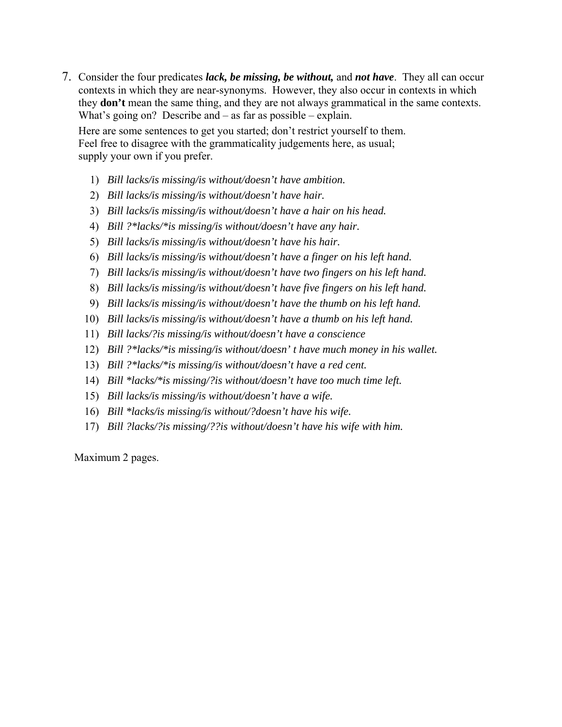7. Consider the four predicates ***lack, be missing, be without,*** and ***not have***. They all can occur contexts in which they are near-synonyms. However, they also occur in contexts in which they **don't** mean the same thing, and they are not always grammatical in the same contexts. What's going on? Describe and – as far as possible – explain.

   Here are some sentences to get you started; don't restrict yourself to them. Feel free to disagree with the grammaticality judgements here, as usual; supply your own if you prefer.

   1) *Bill lacks/is missing/is without/doesn't have ambition.*
   2) *Bill lacks/is missing/is without/doesn't have hair.*
   3) *Bill lacks/is missing/is without/doesn't have a hair on his head.*
   4) *Bill ?*lacks/*is missing/is without/doesn't have any hair.*
   5) *Bill lacks/is missing/is without/doesn't have his hair.*
   6) *Bill lacks/is missing/is without/doesn't have a finger on his left hand.*
   7) *Bill lacks/is missing/is without/doesn't have two fingers on his left hand.*
   8) *Bill lacks/is missing/is without/doesn't have five fingers on his left hand.*
   9) *Bill lacks/is missing/is without/doesn't have the thumb on his left hand.*
   10) *Bill lacks/is missing/is without/doesn't have a thumb on his left hand.*
   11) *Bill lacks/?is missing/is without/doesn't have a conscience*
   12) *Bill ?*lacks/*is missing/is without/doesn' t have much money in his wallet.*
   13) *Bill ?*lacks/*is missing/is without/doesn't have a red cent.*
   14) *Bill *lacks/*is missing/?is without/doesn't have too much time left.*
   15) *Bill lacks/is missing/is without/doesn't have a wife.*
   16) *Bill *lacks/is missing/is without/?doesn't have his wife.*
   17) *Bill ?lacks/?is missing/??is without/doesn't have his wife with him.*

   Maximum 2 pages.